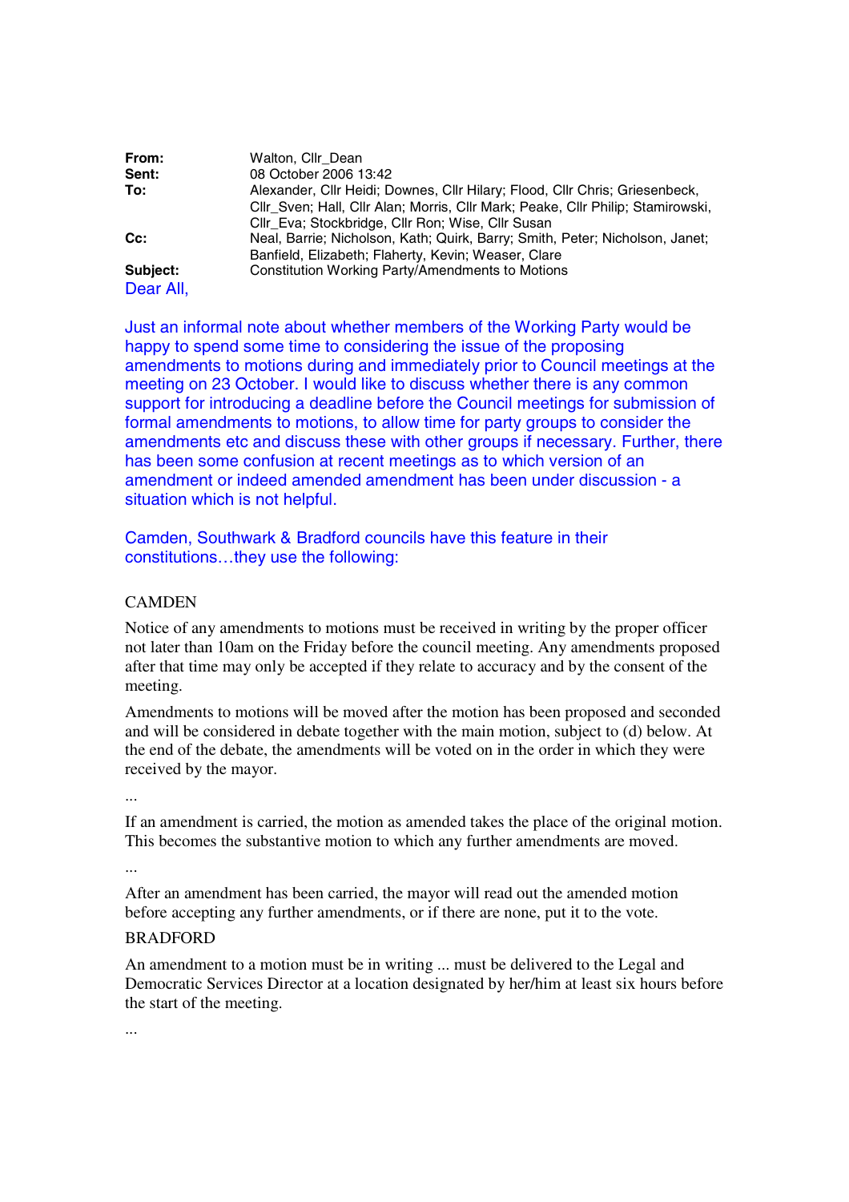**From:** Walton, Cllr_Dean
**Sent:** 08 October 2006 13:42
**To:** Alexander, Cllr Heidi; Downes, Cllr Hilary; Flood, Cllr Chris; Griesenbeck, Cllr_Sven; Hall, Cllr Alan; Morris, Cllr Mark; Peake, Cllr Philip; Stamirowski, Cllr_Eva; Stockbridge, Cllr Ron; Wise, Cllr Susan
**Cc:** Neal, Barrie; Nicholson, Kath; Quirk, Barry; Smith, Peter; Nicholson, Janet; Banfield, Elizabeth; Flaherty, Kevin; Weaser, Clare
**Subject:** Constitution Working Party/Amendments to Motions

Dear All,

Just an informal note about whether members of the Working Party would be happy to spend some time to considering the issue of the proposing amendments to motions during and immediately prior to Council meetings at the meeting on 23 October. I would like to discuss whether there is any common support for introducing a deadline before the Council meetings for submission of formal amendments to motions, to allow time for party groups to consider the amendments etc and discuss these with other groups if necessary. Further, there has been some confusion at recent meetings as to which version of an amendment or indeed amended amendment has been under discussion - a situation which is not helpful.

Camden, Southwark & Bradford councils have this feature in their constitutions…they use the following:

CAMDEN

Notice of any amendments to motions must be received in writing by the proper officer not later than 10am on the Friday before the council meeting. Any amendments proposed after that time may only be accepted if they relate to accuracy and by the consent of the meeting.

Amendments to motions will be moved after the motion has been proposed and seconded and will be considered in debate together with the main motion, subject to (d) below. At the end of the debate, the amendments will be voted on in the order in which they were received by the mayor.

...

If an amendment is carried, the motion as amended takes the place of the original motion. This becomes the substantive motion to which any further amendments are moved.

...

After an amendment has been carried, the mayor will read out the amended motion before accepting any further amendments, or if there are none, put it to the vote.

BRADFORD

An amendment to a motion must be in writing ... must be delivered to the Legal and Democratic Services Director at a location designated by her/him at least six hours before the start of the meeting.

...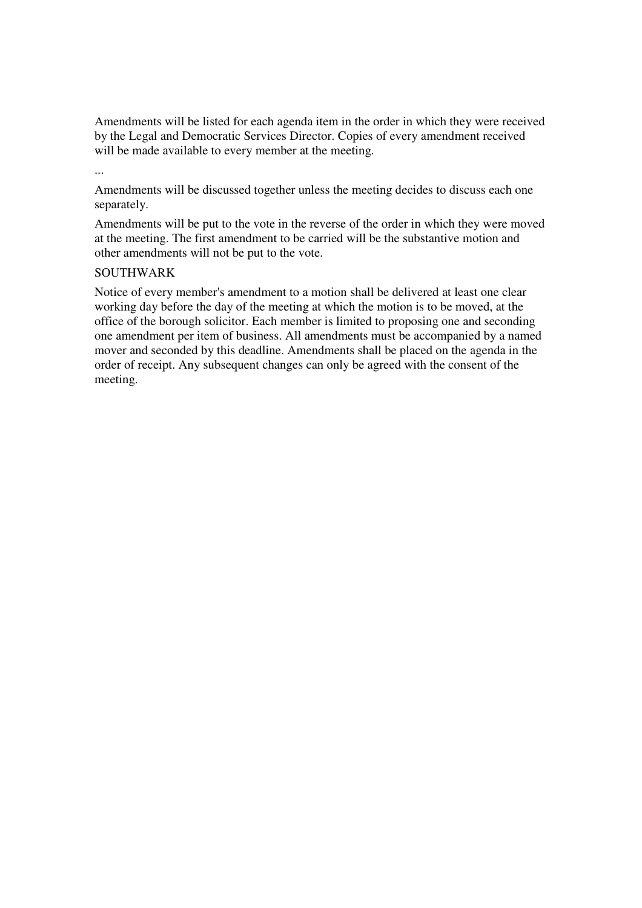Amendments will be listed for each agenda item in the order in which they were received by the Legal and Democratic Services Director. Copies of every amendment received will be made available to every member at the meeting.

...

Amendments will be discussed together unless the meeting decides to discuss each one separately.

Amendments will be put to the vote in the reverse of the order in which they were moved at the meeting. The first amendment to be carried will be the substantive motion and other amendments will not be put to the vote.

SOUTHWARK

Notice of every member's amendment to a motion shall be delivered at least one clear working day before the day of the meeting at which the motion is to be moved, at the office of the borough solicitor. Each member is limited to proposing one and seconding one amendment per item of business. All amendments must be accompanied by a named mover and seconded by this deadline. Amendments shall be placed on the agenda in the order of receipt. Any subsequent changes can only be agreed with the consent of the meeting.